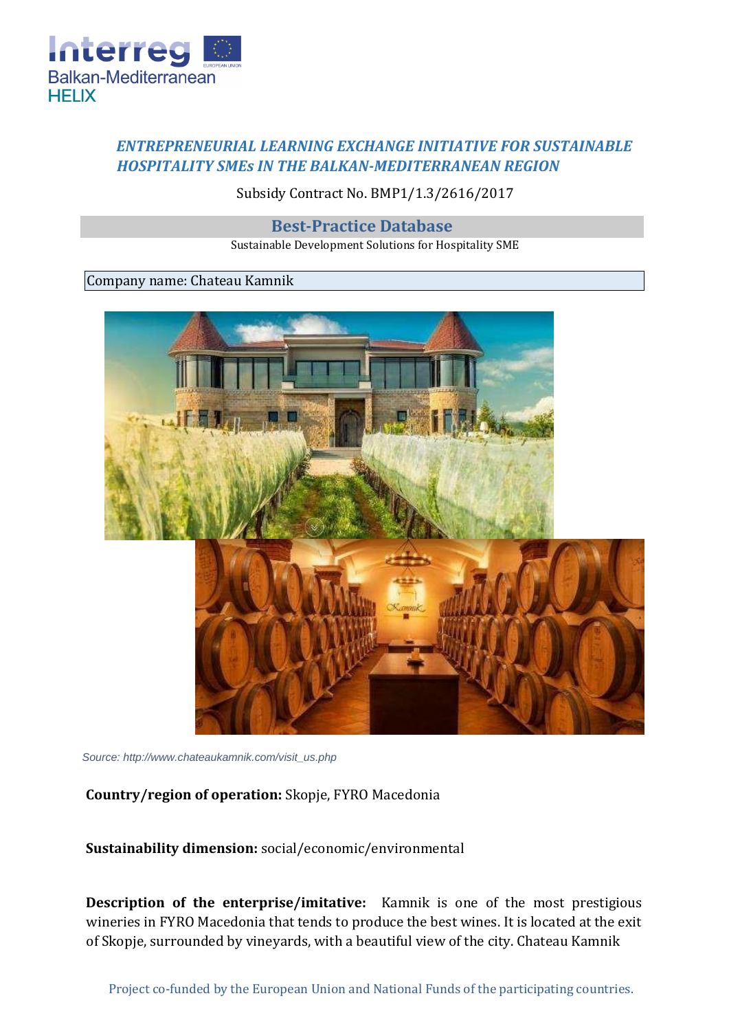## *ENTREPRENEURIAL LEARNING EXCHANGE INITIATIVE FOR SUSTAINABLE HOSPITALITY SMEs IN THE BALKAN-MEDITERRANEAN REGION*

Subsidy Contract No. BMP1/1.3/2616/2017

### Best-Practice Database

Sustainable Development Solutions for Hospitality SME

Company name: Chateau Kamnik

*Source: http://www.chateaukamnik.com/visit_us.php*

**Country/region of operation:** Skopje, FYRO Macedonia

**Sustainability dimension:** social/economic/environmental

**Description of the enterprise/imitative:** Kamnik is one of the most prestigious wineries in FYRO Macedonia that tends to produce the best wines. It is located at the exit of Skopje, surrounded by vineyards, with a beautiful view of the city. Chateau Kamnik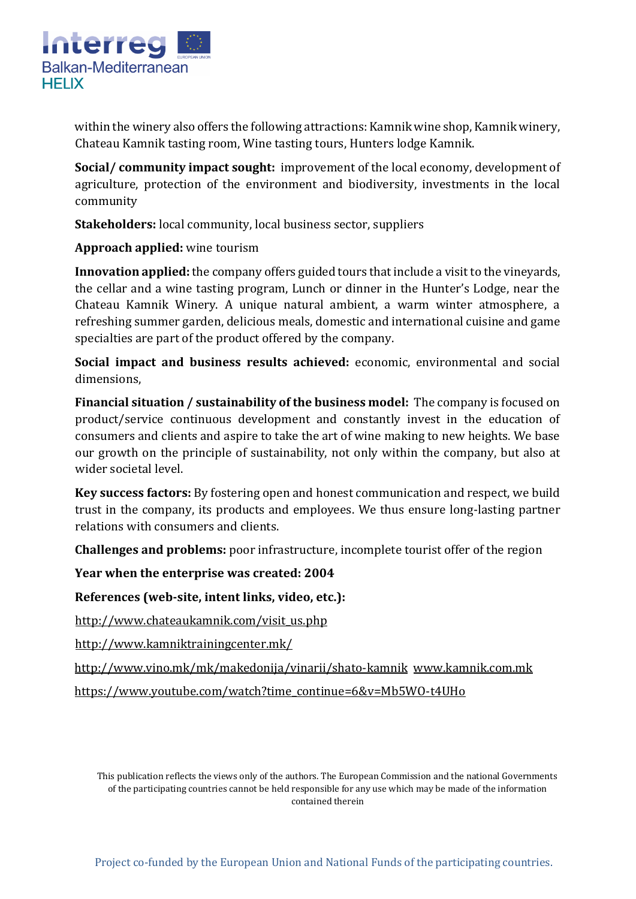within the winery also offers the following attractions: Kamnik wine shop, Kamnik winery, Chateau Kamnik tasting room, Wine tasting tours, Hunters lodge Kamnik.

**Social/ community impact sought:** improvement of the local economy, development of agriculture, protection of the environment and biodiversity, investments in the local community

**Stakeholders:** local community, local business sector, suppliers

**Approach applied:** wine tourism

**Innovation applied:** the company offers guided tours that include a visit to the vineyards, the cellar and a wine tasting program, Lunch or dinner in the Hunter's Lodge, near the Chateau Kamnik Winery. A unique natural ambient, a warm winter atmosphere, a refreshing summer garden, delicious meals, domestic and international cuisine and game specialties are part of the product offered by the company.

**Social impact and business results achieved:** economic, environmental and social dimensions,

**Financial situation / sustainability of the business model:** The company is focused on product/service continuous development and constantly invest in the education of consumers and clients and aspire to take the art of wine making to new heights. We base our growth on the principle of sustainability, not only within the company, but also at wider societal level.

**Key success factors:** By fostering open and honest communication and respect, we build trust in the company, its products and employees. We thus ensure long-lasting partner relations with consumers and clients.

**Challenges and problems:** poor infrastructure, incomplete tourist offer of the region

**Year when the enterprise was created: 2004**

**References (web-site, intent links, video, etc.):**

http://www.chateaukamnik.com/visit_us.php

http://www.kamniktrainingcenter.mk/

http://www.vino.mk/mk/makedonija/vinarii/shato-kamnik www.kamnik.com.mk

https://www.youtube.com/watch?time_continue=6&v=Mb5WO-t4UHo

This publication reflects the views only of the authors. The European Commission and the national Governments of the participating countries cannot be held responsible for any use which may be made of the information contained therein

Project co-funded by the European Union and National Funds of the participating countries.